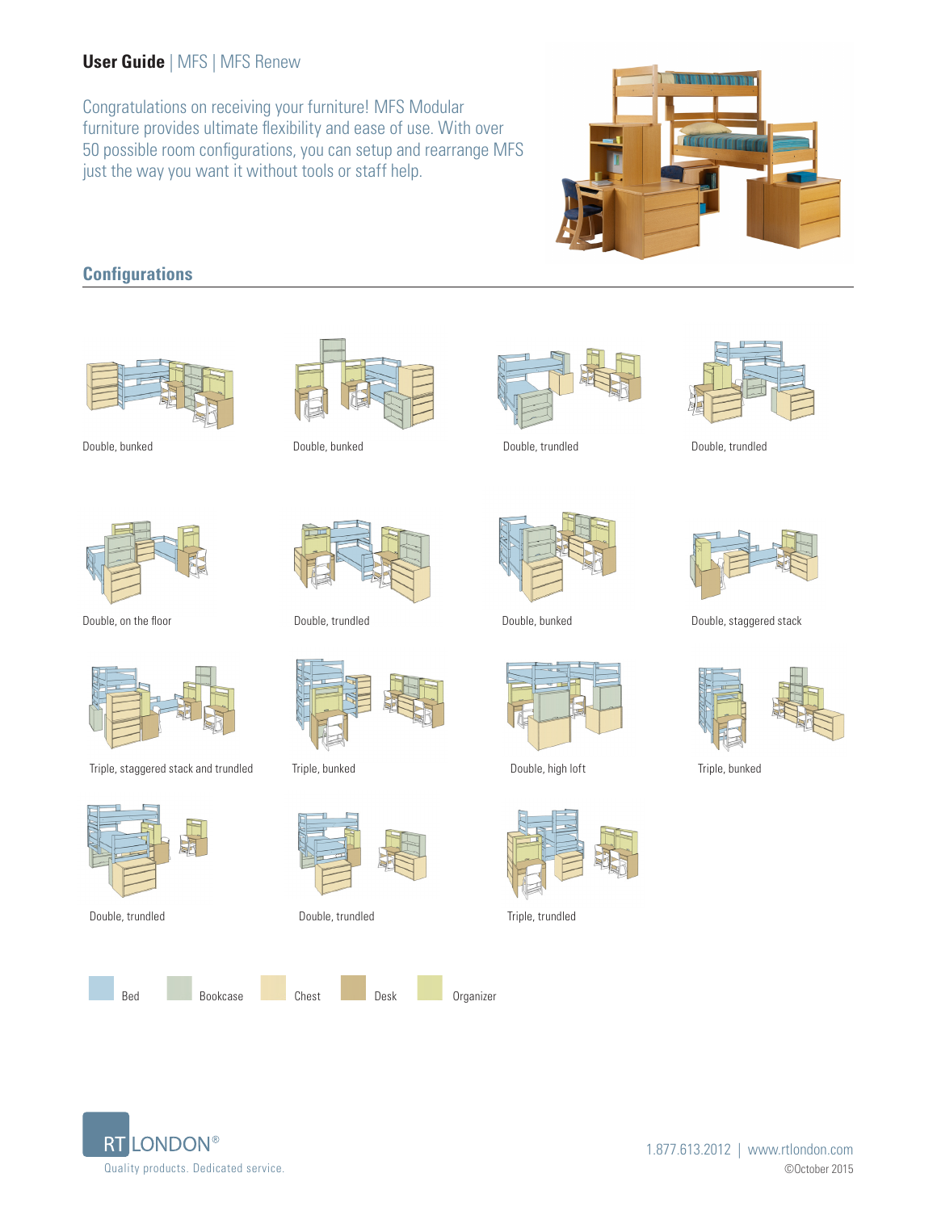**User Guide** | MFS | MFS Renew

Congratulations on receiving your furniture! MFS Modular furniture provides ultimate flexibility and ease of use. With over 50 possible room configurations, you can setup and rearrange MFS just the way you want it without tools or staff help.

## Configurations

Double, bunked

Double, bunked

Double, trundled

Double, trundled

Double, on the floor

Double, trundled

Double, bunked

Double, staggered stack

Triple, staggered stack and trundled

Triple, bunked

Double, high loft

Triple, bunked

Double, trundled

Double, trundled

Triple, trundled

Bed | Bookcase | Chest | Desk | Organizer

RT LONDON®

Quality products. Dedicated service.

1.877.613.2012 | www.rtlondon.com

©October 2015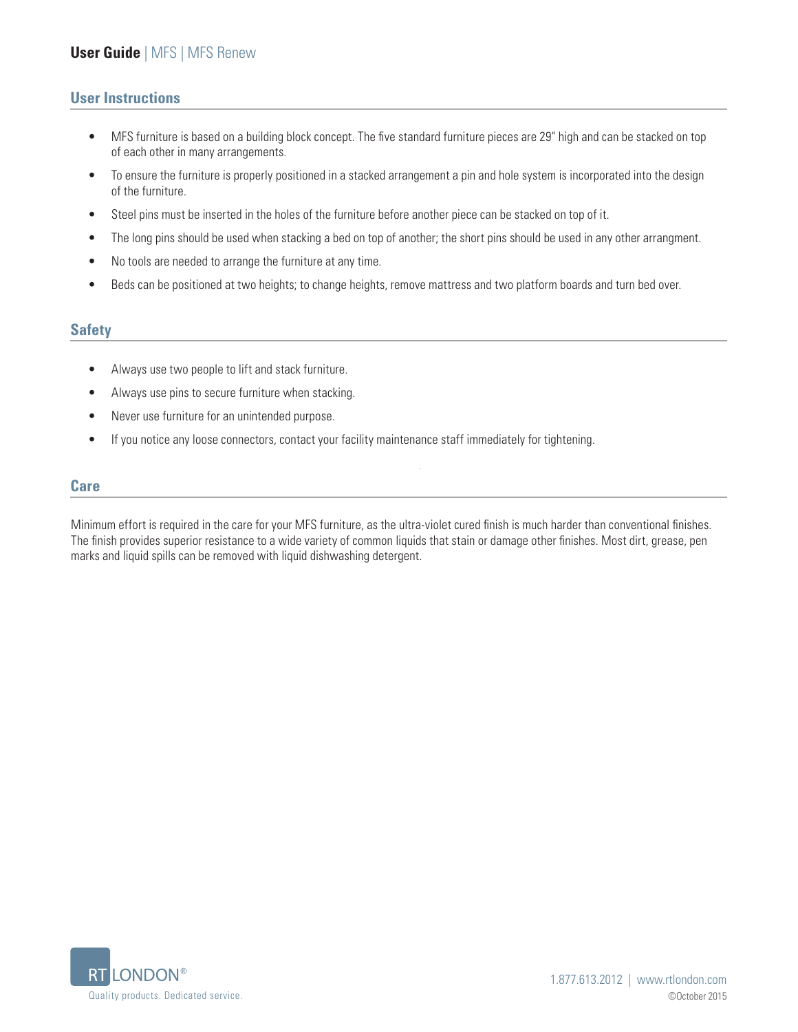## User Instructions

- MFS furniture is based on a building block concept. The five standard furniture pieces are 29" high and can be stacked on top of each other in many arrangements.
- To ensure the furniture is properly positioned in a stacked arrangement a pin and hole system is incorporated into the design of the furniture.
- Steel pins must be inserted in the holes of the furniture before another piece can be stacked on top of it.
- The long pins should be used when stacking a bed on top of another; the short pins should be used in any other arrangment.
- No tools are needed to arrange the furniture at any time.
- Beds can be positioned at two heights; to change heights, remove mattress and two platform boards and turn bed over.

## Safety

- Always use two people to lift and stack furniture.
- Always use pins to secure furniture when stacking.
- Never use furniture for an unintended purpose.
- If you notice any loose connectors, contact your facility maintenance staff immediately for tightening.

## Care

Minimum effort is required in the care for your MFS furniture, as the ultra-violet cured finish is much harder than conventional finishes. The finish provides superior resistance to a wide variety of common liquids that stain or damage other finishes. Most dirt, grease, pen marks and liquid spills can be removed with liquid dishwashing detergent.